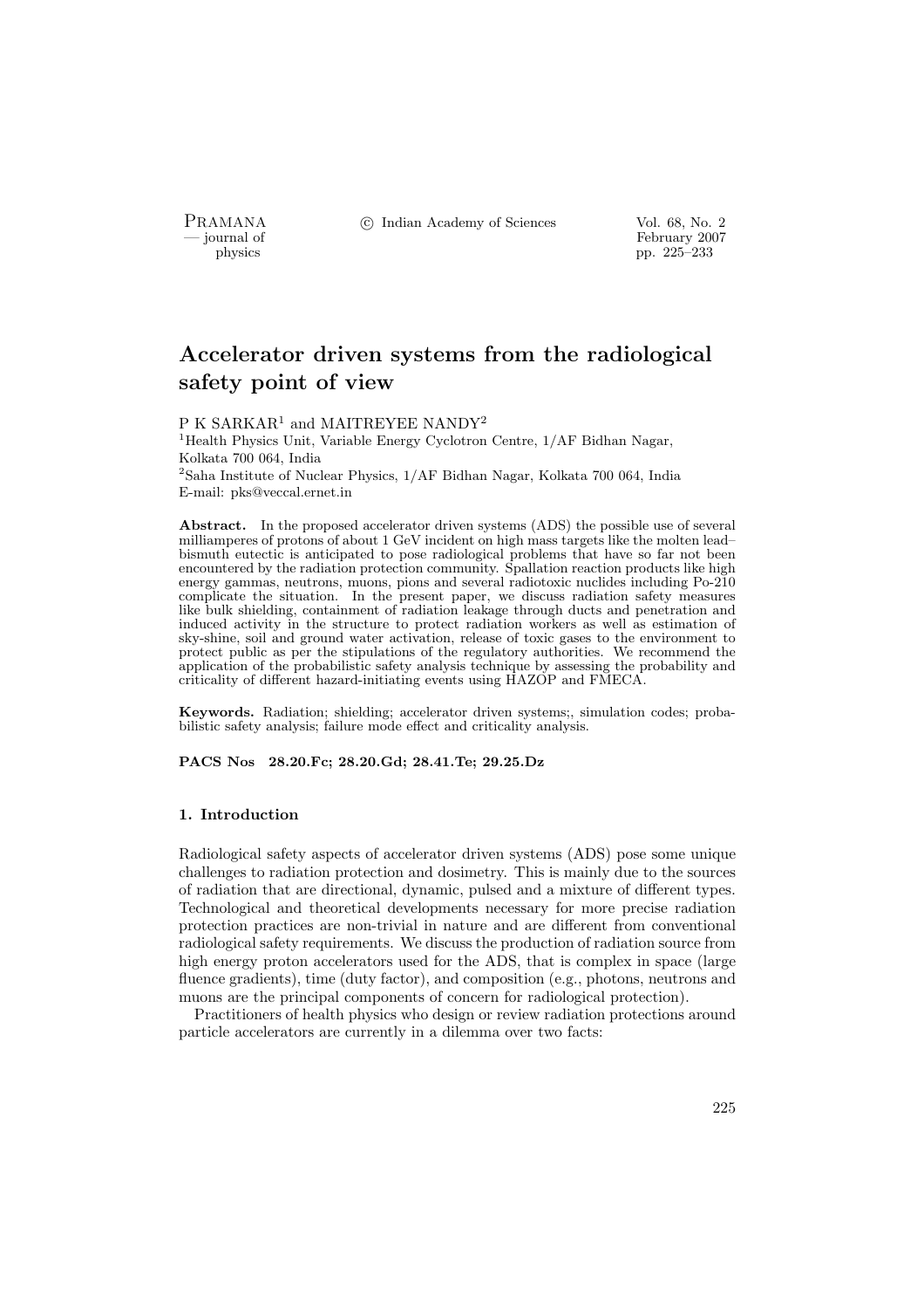# Accelerator driven systems from the radiological safety point of view

P K SARKAR[1] and MAITREYEE NANDY[2]

[1]Health Physics Unit, Variable Energy Cyclotron Centre, 1/AF Bidhan Nagar, Kolkata 700 064, India

[2]Saha Institute of Nuclear Physics, 1/AF Bidhan Nagar, Kolkata 700 064, India

E-mail: pks@veccal.ernet.in

**Abstract.** In the proposed accelerator driven systems (ADS) the possible use of several milliamperes of protons of about 1 GeV incident on high mass targets like the molten lead–bismuth eutectic is anticipated to pose radiological problems that have so far not been encountered by the radiation protection community. Spallation reaction products like high energy gammas, neutrons, muons, pions and several radiotoxic nuclides including Po-210 complicate the situation. In the present paper, we discuss radiation safety measures like bulk shielding, containment of radiation leakage through ducts and penetration and induced activity in the structure to protect radiation workers as well as estimation of sky-shine, soil and ground water activation, release of toxic gases to the environment to protect public as per the stipulations of the regulatory authorities. We recommend the application of the probabilistic safety analysis technique by assessing the probability and criticality of different hazard-initiating events using HAZOP and FMECA.

**Keywords.** Radiation; shielding; accelerator driven systems;, simulation codes; probabilistic safety analysis; failure mode effect and criticality analysis.

**PACS Nos 28.20.Fc; 28.20.Gd; 28.41.Te; 29.25.Dz**

## 1. Introduction

Radiological safety aspects of accelerator driven systems (ADS) pose some unique challenges to radiation protection and dosimetry. This is mainly due to the sources of radiation that are directional, dynamic, pulsed and a mixture of different types. Technological and theoretical developments necessary for more precise radiation protection practices are non-trivial in nature and are different from conventional radiological safety requirements. We discuss the production of radiation source from high energy proton accelerators used for the ADS, that is complex in space (large fluence gradients), time (duty factor), and composition (e.g., photons, neutrons and muons are the principal components of concern for radiological protection).

Practitioners of health physics who design or review radiation protections around particle accelerators are currently in a dilemma over two facts: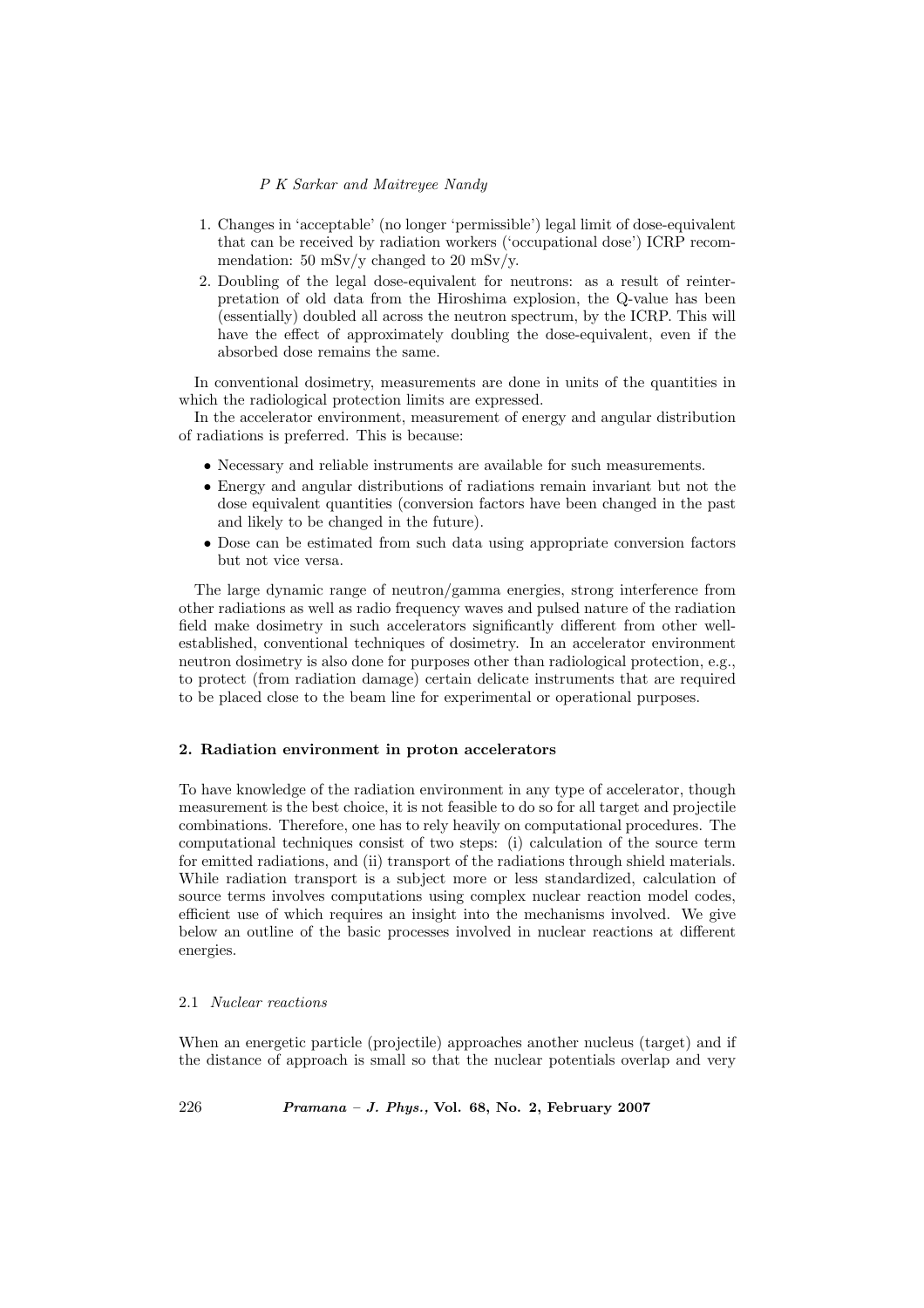1. Changes in 'acceptable' (no longer 'permissible') legal limit of dose-equivalent that can be received by radiation workers ('occupational dose') ICRP recommendation: 50 mSv/y changed to 20 mSv/y.
2. Doubling of the legal dose-equivalent for neutrons: as a result of reinterpretation of old data from the Hiroshima explosion, the Q-value has been (essentially) doubled all across the neutron spectrum, by the ICRP. This will have the effect of approximately doubling the dose-equivalent, even if the absorbed dose remains the same.

In conventional dosimetry, measurements are done in units of the quantities in which the radiological protection limits are expressed.

In the accelerator environment, measurement of energy and angular distribution of radiations is preferred. This is because:

- Necessary and reliable instruments are available for such measurements.
- Energy and angular distributions of radiations remain invariant but not the dose equivalent quantities (conversion factors have been changed in the past and likely to be changed in the future).
- Dose can be estimated from such data using appropriate conversion factors but not vice versa.

The large dynamic range of neutron/gamma energies, strong interference from other radiations as well as radio frequency waves and pulsed nature of the radiation field make dosimetry in such accelerators significantly different from other well-established, conventional techniques of dosimetry. In an accelerator environment neutron dosimetry is also done for purposes other than radiological protection, e.g., to protect (from radiation damage) certain delicate instruments that are required to be placed close to the beam line for experimental or operational purposes.

## 2. Radiation environment in proton accelerators

To have knowledge of the radiation environment in any type of accelerator, though measurement is the best choice, it is not feasible to do so for all target and projectile combinations. Therefore, one has to rely heavily on computational procedures. The computational techniques consist of two steps: (i) calculation of the source term for emitted radiations, and (ii) transport of the radiations through shield materials. While radiation transport is a subject more or less standardized, calculation of source terms involves computations using complex nuclear reaction model codes, efficient use of which requires an insight into the mechanisms involved. We give below an outline of the basic processes involved in nuclear reactions at different energies.

### 2.1 *Nuclear reactions*

When an energetic particle (projectile) approaches another nucleus (target) and if the distance of approach is small so that the nuclear potentials overlap and very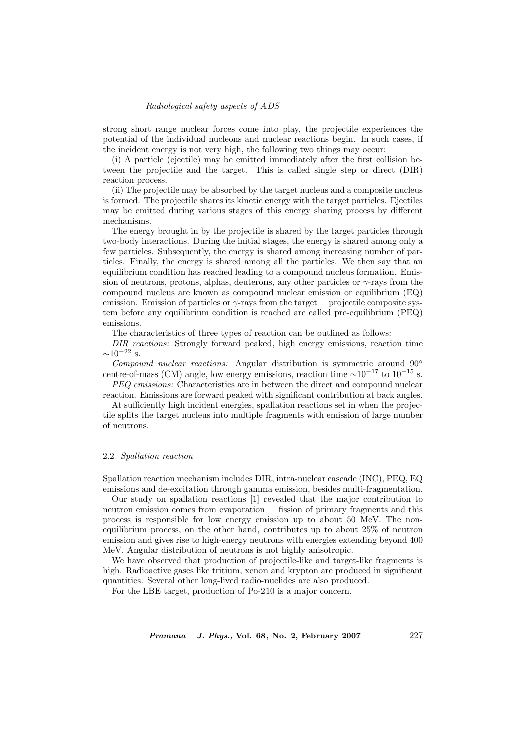strong short range nuclear forces come into play, the projectile experiences the potential of the individual nucleons and nuclear reactions begin. In such cases, if the incident energy is not very high, the following two things may occur:

(i) A particle (ejectile) may be emitted immediately after the first collision between the projectile and the target. This is called single step or direct (DIR) reaction process.

(ii) The projectile may be absorbed by the target nucleus and a composite nucleus is formed. The projectile shares its kinetic energy with the target particles. Ejectiles may be emitted during various stages of this energy sharing process by different mechanisms.

The energy brought in by the projectile is shared by the target particles through two-body interactions. During the initial stages, the energy is shared among only a few particles. Subsequently, the energy is shared among increasing number of particles. Finally, the energy is shared among all the particles. We then say that an equilibrium condition has reached leading to a compound nucleus formation. Emission of neutrons, protons, alphas, deuterons, any other particles or $\gamma$-rays from the compound nucleus are known as compound nuclear emission or equilibrium (EQ) emission. Emission of particles or $\gamma$-rays from the target + projectile composite system before any equilibrium condition is reached are called pre-equilibrium (PEQ) emissions.

The characteristics of three types of reaction can be outlined as follows:

*DIR reactions:* Strongly forward peaked, high energy emissions, reaction time $\sim 10^{-22}$ s.

*Compound nuclear reactions:* Angular distribution is symmetric around $90^{\circ}$ centre-of-mass (CM) angle, low energy emissions, reaction time $\sim 10^{-17}$ to $10^{-15}$ s.

*PEQ emissions:* Characteristics are in between the direct and compound nuclear reaction. Emissions are forward peaked with significant contribution at back angles.

At sufficiently high incident energies, spallation reactions set in when the projectile splits the target nucleus into multiple fragments with emission of large number of neutrons.

### 2.2 *Spallation reaction*

Spallation reaction mechanism includes DIR, intra-nuclear cascade (INC), PEQ, EQ emissions and de-excitation through gamma emission, besides multi-fragmentation.

Our study on spallation reactions [1] revealed that the major contribution to neutron emission comes from evaporation + fission of primary fragments and this process is responsible for low energy emission up to about 50 MeV. The non-equilibrium process, on the other hand, contributes up to about 25% of neutron emission and gives rise to high-energy neutrons with energies extending beyond 400 MeV. Angular distribution of neutrons is not highly anisotropic.

We have observed that production of projectile-like and target-like fragments is high. Radioactive gases like tritium, xenon and krypton are produced in significant quantities. Several other long-lived radio-nuclides are also produced.

For the LBE target, production of Po-210 is a major concern.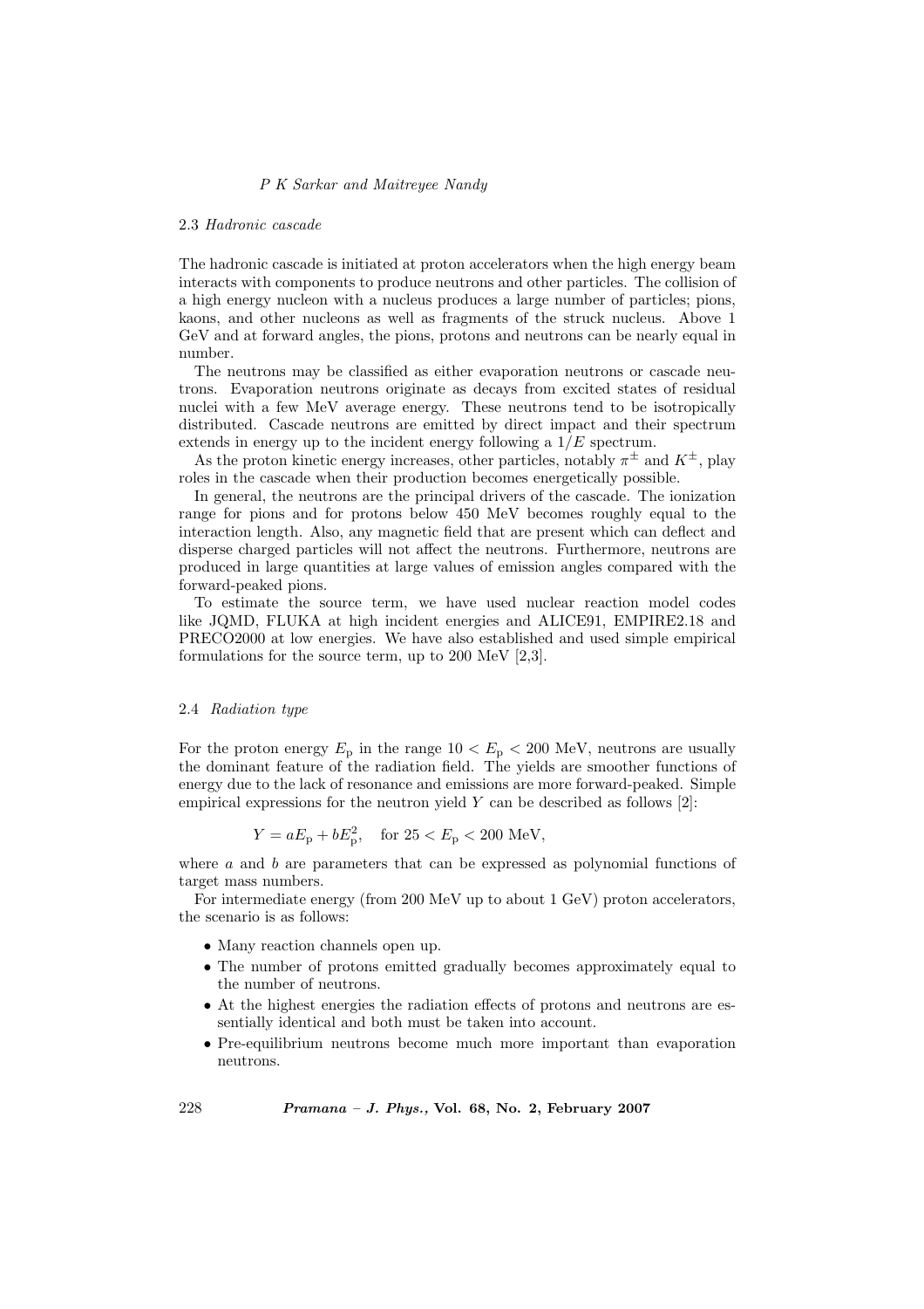### 2.3 *Hadronic cascade*

The hadronic cascade is initiated at proton accelerators when the high energy beam interacts with components to produce neutrons and other particles. The collision of a high energy nucleon with a nucleus produces a large number of particles; pions, kaons, and other nucleons as well as fragments of the struck nucleus. Above 1 GeV and at forward angles, the pions, protons and neutrons can be nearly equal in number.

The neutrons may be classified as either evaporation neutrons or cascade neutrons. Evaporation neutrons originate as decays from excited states of residual nuclei with a few MeV average energy. These neutrons tend to be isotropically distributed. Cascade neutrons are emitted by direct impact and their spectrum extends in energy up to the incident energy following a $1/E$ spectrum.

As the proton kinetic energy increases, other particles, notably $\pi^{\pm}$ and $K^{\pm}$, play roles in the cascade when their production becomes energetically possible.

In general, the neutrons are the principal drivers of the cascade. The ionization range for pions and for protons below 450 MeV becomes roughly equal to the interaction length. Also, any magnetic field that are present which can deflect and disperse charged particles will not affect the neutrons. Furthermore, neutrons are produced in large quantities at large values of emission angles compared with the forward-peaked pions.

To estimate the source term, we have used nuclear reaction model codes like JQMD, FLUKA at high incident energies and ALICE91, EMPIRE2.18 and PRECO2000 at low energies. We have also established and used simple empirical formulations for the source term, up to 200 MeV [2,3].

### 2.4 *Radiation type*

For the proton energy $E_{\mathrm{p}}$ in the range $10 < E_{\mathrm{p}} < 200$ MeV, neutrons are usually the dominant feature of the radiation field. The yields are smoother functions of energy due to the lack of resonance and emissions are more forward-peaked. Simple empirical expressions for the neutron yield $Y$ can be described as follows [2]:

$$Y = aE_{\mathrm{p}} + bE_{\mathrm{p}}^{2}, \quad \text{for } 25 < E_{\mathrm{p}} < 200 \text{ MeV},$$

where $a$ and $b$ are parameters that can be expressed as polynomial functions of target mass numbers.

For intermediate energy (from 200 MeV up to about 1 GeV) proton accelerators, the scenario is as follows:

- Many reaction channels open up.
- The number of protons emitted gradually becomes approximately equal to the number of neutrons.
- At the highest energies the radiation effects of protons and neutrons are essentially identical and both must be taken into account.
- Pre-equilibrium neutrons become much more important than evaporation neutrons.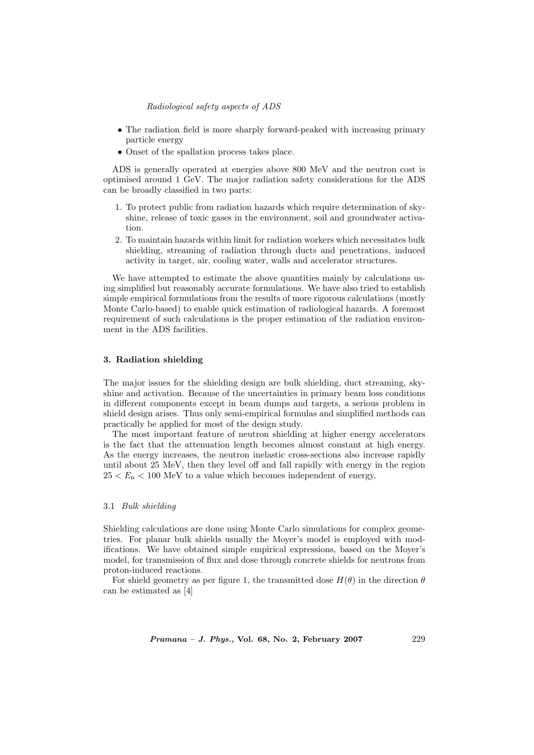- The radiation field is more sharply forward-peaked with increasing primary particle energy
- Onset of the spallation process takes place.

ADS is generally operated at energies above 800 MeV and the neutron cost is optimised around 1 GeV. The major radiation safety considerations for the ADS can be broadly classified in two parts:

1. To protect public from radiation hazards which require determination of sky-shine, release of toxic gases in the environment, soil and groundwater activation.
2. To maintain hazards within limit for radiation workers which necessitates bulk shielding, streaming of radiation through ducts and penetrations, induced activity in target, air, cooling water, walls and accelerator structures.

We have attempted to estimate the above quantities mainly by calculations using simplified but reasonably accurate formulations. We have also tried to establish simple empirical formulations from the results of more rigorous calculations (mostly Monte Carlo-based) to enable quick estimation of radiological hazards. A foremost requirement of such calculations is the proper estimation of the radiation environment in the ADS facilities.

## 3. Radiation shielding

The major issues for the shielding design are bulk shielding, duct streaming, sky-shine and activation. Because of the uncertainties in primary beam loss conditions in different components except in beam dumps and targets, a serious problem in shield design arises. Thus only semi-empirical formulas and simplified methods can practically be applied for most of the design study.

The most important feature of neutron shielding at higher energy accelerators is the fact that the attenuation length becomes almost constant at high energy. As the energy increases, the neutron inelastic cross-sections also increase rapidly until about 25 MeV, then they level off and fall rapidly with energy in the region $25 < E_{\rm n} < 100$ MeV to a value which becomes independent of energy.

### 3.1 *Bulk shielding*

Shielding calculations are done using Monte Carlo simulations for complex geometries. For planar bulk shields usually the Moyer's model is employed with modifications. We have obtained simple empirical expressions, based on the Moyer's model, for transmission of flux and dose through concrete shields for neutrons from proton-induced reactions.

For shield geometry as per figure 1, the transmitted dose $H(\theta)$ in the direction $\theta$ can be estimated as [4]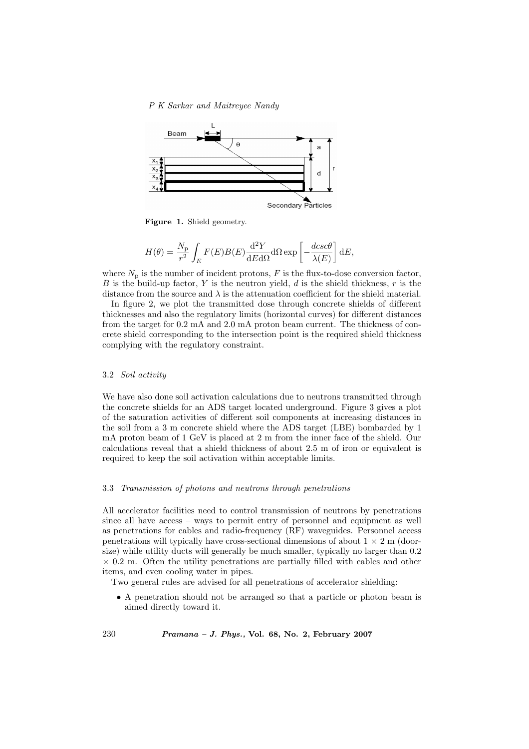Figure 1. Shield geometry.

$$H(\theta) = \frac{N_{\rm p}}{r^2} \int_E F(E) B(E) \frac{{\rm d}^2 Y}{{\rm d}E{\rm d}\Omega} {\rm d}\Omega \exp\left[-\frac{d csc\theta}{\lambda(E)}\right] {\rm d}E,$$

where $N_{\rm p}$ is the number of incident protons, $F$ is the flux-to-dose conversion factor, $B$ is the build-up factor, $Y$ is the neutron yield, $d$ is the shield thickness, $r$ is the distance from the source and $\lambda$ is the attenuation coefficient for the shield material.

In figure 2, we plot the transmitted dose through concrete shields of different thicknesses and also the regulatory limits (horizontal curves) for different distances from the target for 0.2 mA and 2.0 mA proton beam current. The thickness of concrete shield corresponding to the intersection point is the required shield thickness complying with the regulatory constraint.

### 3.2 *Soil activity*

We have also done soil activation calculations due to neutrons transmitted through the concrete shields for an ADS target located underground. Figure 3 gives a plot of the saturation activities of different soil components at increasing distances in the soil from a 3 m concrete shield where the ADS target (LBE) bombarded by 1 mA proton beam of 1 GeV is placed at 2 m from the inner face of the shield. Our calculations reveal that a shield thickness of about 2.5 m of iron or equivalent is required to keep the soil activation within acceptable limits.

### 3.3 *Transmission of photons and neutrons through penetrations*

All accelerator facilities need to control transmission of neutrons by penetrations since all have access – ways to permit entry of personnel and equipment as well as penetrations for cables and radio-frequency (RF) waveguides. Personnel access penetrations will typically have cross-sectional dimensions of about 1 × 2 m (door-size) while utility ducts will generally be much smaller, typically no larger than 0.2 × 0.2 m. Often the utility penetrations are partially filled with cables and other items, and even cooling water in pipes.

Two general rules are advised for all penetrations of accelerator shielding:

- A penetration should not be arranged so that a particle or photon beam is aimed directly toward it.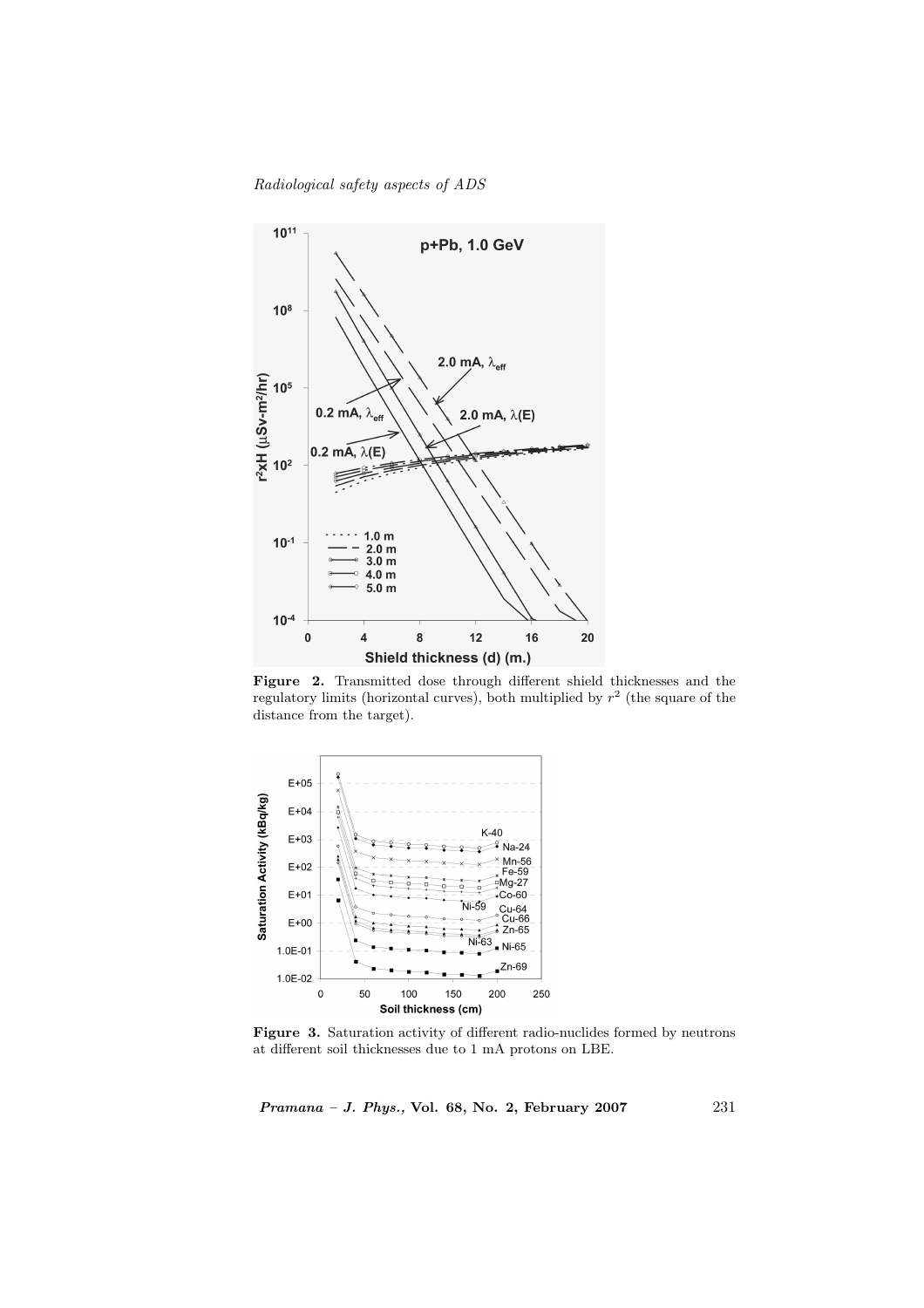**Figure 2.** Transmitted dose through different shield thicknesses and the regulatory limits (horizontal curves), both multiplied by $r^2$ (the square of the distance from the target).

**Figure 3.** Saturation activity of different radio-nuclides formed by neutrons at different soil thicknesses due to 1 mA protons on LBE.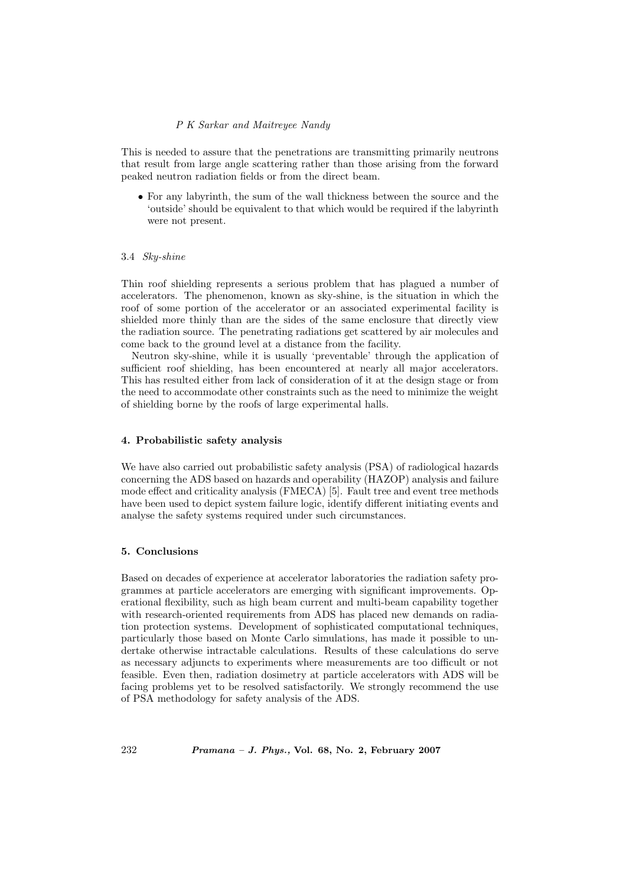This is needed to assure that the penetrations are transmitting primarily neutrons that result from large angle scattering rather than those arising from the forward peaked neutron radiation fields or from the direct beam.

- For any labyrinth, the sum of the wall thickness between the source and the 'outside' should be equivalent to that which would be required if the labyrinth were not present.

### 3.4 *Sky-shine*

Thin roof shielding represents a serious problem that has plagued a number of accelerators. The phenomenon, known as sky-shine, is the situation in which the roof of some portion of the accelerator or an associated experimental facility is shielded more thinly than are the sides of the same enclosure that directly view the radiation source. The penetrating radiations get scattered by air molecules and come back to the ground level at a distance from the facility.

Neutron sky-shine, while it is usually 'preventable' through the application of sufficient roof shielding, has been encountered at nearly all major accelerators. This has resulted either from lack of consideration of it at the design stage or from the need to accommodate other constraints such as the need to minimize the weight of shielding borne by the roofs of large experimental halls.

## 4. Probabilistic safety analysis

We have also carried out probabilistic safety analysis (PSA) of radiological hazards concerning the ADS based on hazards and operability (HAZOP) analysis and failure mode effect and criticality analysis (FMECA) [5]. Fault tree and event tree methods have been used to depict system failure logic, identify different initiating events and analyse the safety systems required under such circumstances.

## 5. Conclusions

Based on decades of experience at accelerator laboratories the radiation safety programmes at particle accelerators are emerging with significant improvements. Operational flexibility, such as high beam current and multi-beam capability together with research-oriented requirements from ADS has placed new demands on radiation protection systems. Development of sophisticated computational techniques, particularly those based on Monte Carlo simulations, has made it possible to undertake otherwise intractable calculations. Results of these calculations do serve as necessary adjuncts to experiments where measurements are too difficult or not feasible. Even then, radiation dosimetry at particle accelerators with ADS will be facing problems yet to be resolved satisfactorily. We strongly recommend the use of PSA methodology for safety analysis of the ADS.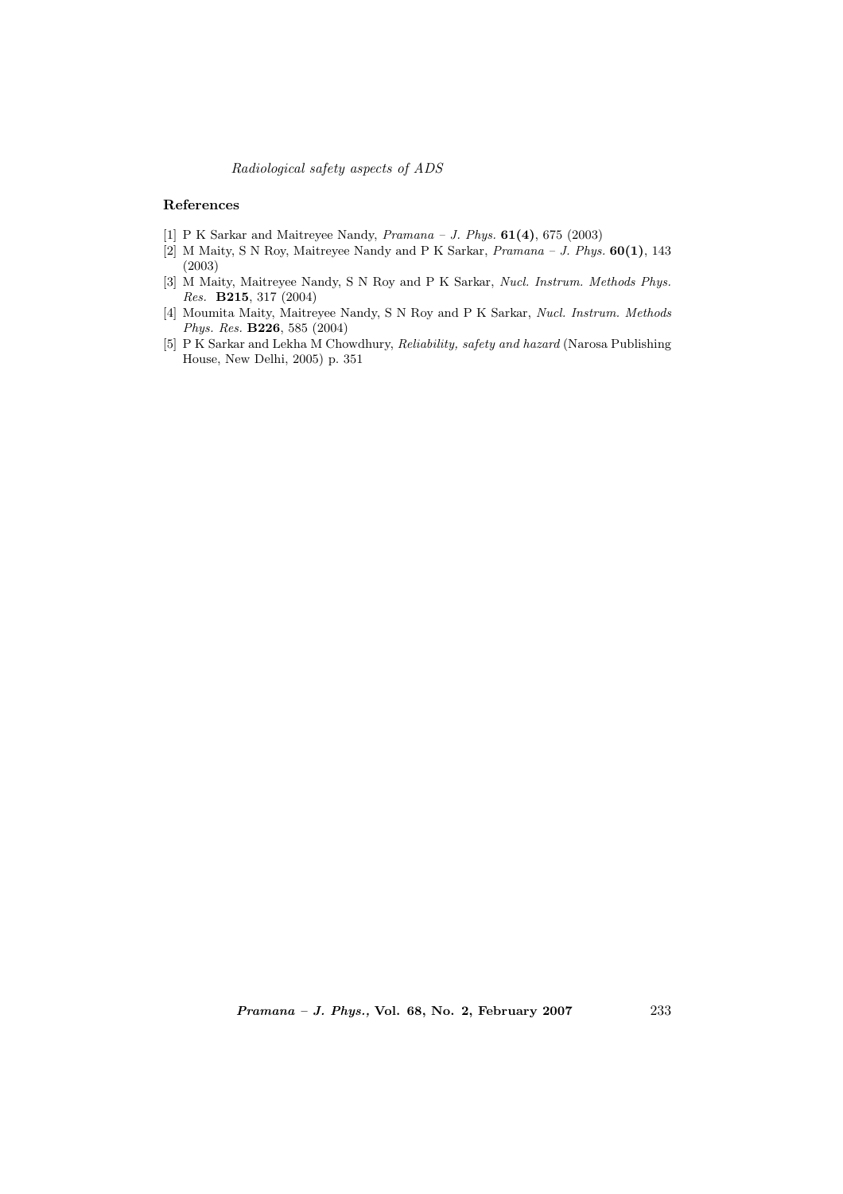## References

[1] P K Sarkar and Maitreyee Nandy, *Pramana – J. Phys.* **61(4)**, 675 (2003)

[2] M Maity, S N Roy, Maitreyee Nandy and P K Sarkar, *Pramana – J. Phys.* **60(1)**, 143 (2003)

[3] M Maity, Maitreyee Nandy, S N Roy and P K Sarkar, *Nucl. Instrum. Methods Phys. Res.* **B215**, 317 (2004)

[4] Moumita Maity, Maitreyee Nandy, S N Roy and P K Sarkar, *Nucl. Instrum. Methods Phys. Res.* **B226**, 585 (2004)

[5] P K Sarkar and Lekha M Chowdhury, *Reliability, safety and hazard* (Narosa Publishing House, New Delhi, 2005) p. 351